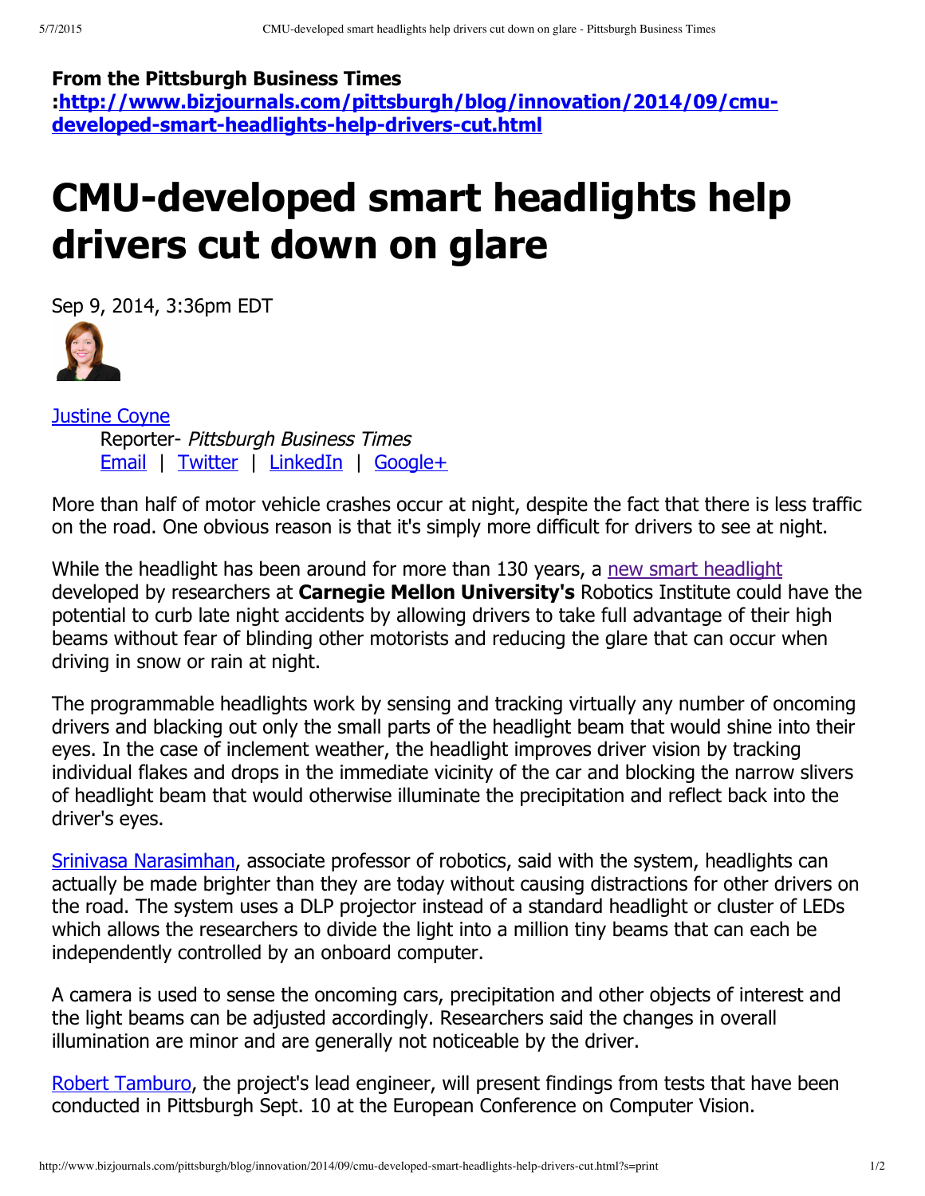**From the Pittsburgh Business Times :[http://www.bizjournals.com/pittsburgh/blog/innovation/2014/09/cmu-developed-smart-headlights-help-drivers-cut.html](http://www.bizjournals.com/pittsburgh/blog/innovation/2014/09/cmu-developed-smart-headlights-help-drivers-cut.html)**

# CMU-developed smart headlights help drivers cut down on glare

Sep 9, 2014, 3:36pm EDT

[Justine Coyne](#)
Reporter- *Pittsburgh Business Times*
[Email](#) | [Twitter](#) | [LinkedIn](#) | [Google+](#)

More than half of motor vehicle crashes occur at night, despite the fact that there is less traffic on the road. One obvious reason is that it's simply more difficult for drivers to see at night.

While the headlight has been around for more than 130 years, a [new smart headlight](#) developed by researchers at **Carnegie Mellon University's** Robotics Institute could have the potential to curb late night accidents by allowing drivers to take full advantage of their high beams without fear of blinding other motorists and reducing the glare that can occur when driving in snow or rain at night.

The programmable headlights work by sensing and tracking virtually any number of oncoming drivers and blacking out only the small parts of the headlight beam that would shine into their eyes. In the case of inclement weather, the headlight improves driver vision by tracking individual flakes and drops in the immediate vicinity of the car and blocking the narrow slivers of headlight beam that would otherwise illuminate the precipitation and reflect back into the driver's eyes.

[Srinivasa Narasimhan](#), associate professor of robotics, said with the system, headlights can actually be made brighter than they are today without causing distractions for other drivers on the road. The system uses a DLP projector instead of a standard headlight or cluster of LEDs which allows the researchers to divide the light into a million tiny beams that can each be independently controlled by an onboard computer.

A camera is used to sense the oncoming cars, precipitation and other objects of interest and the light beams can be adjusted accordingly. Researchers said the changes in overall illumination are minor and are generally not noticeable by the driver.

[Robert Tamburo](#), the project's lead engineer, will present findings from tests that have been conducted in Pittsburgh Sept. 10 at the European Conference on Computer Vision.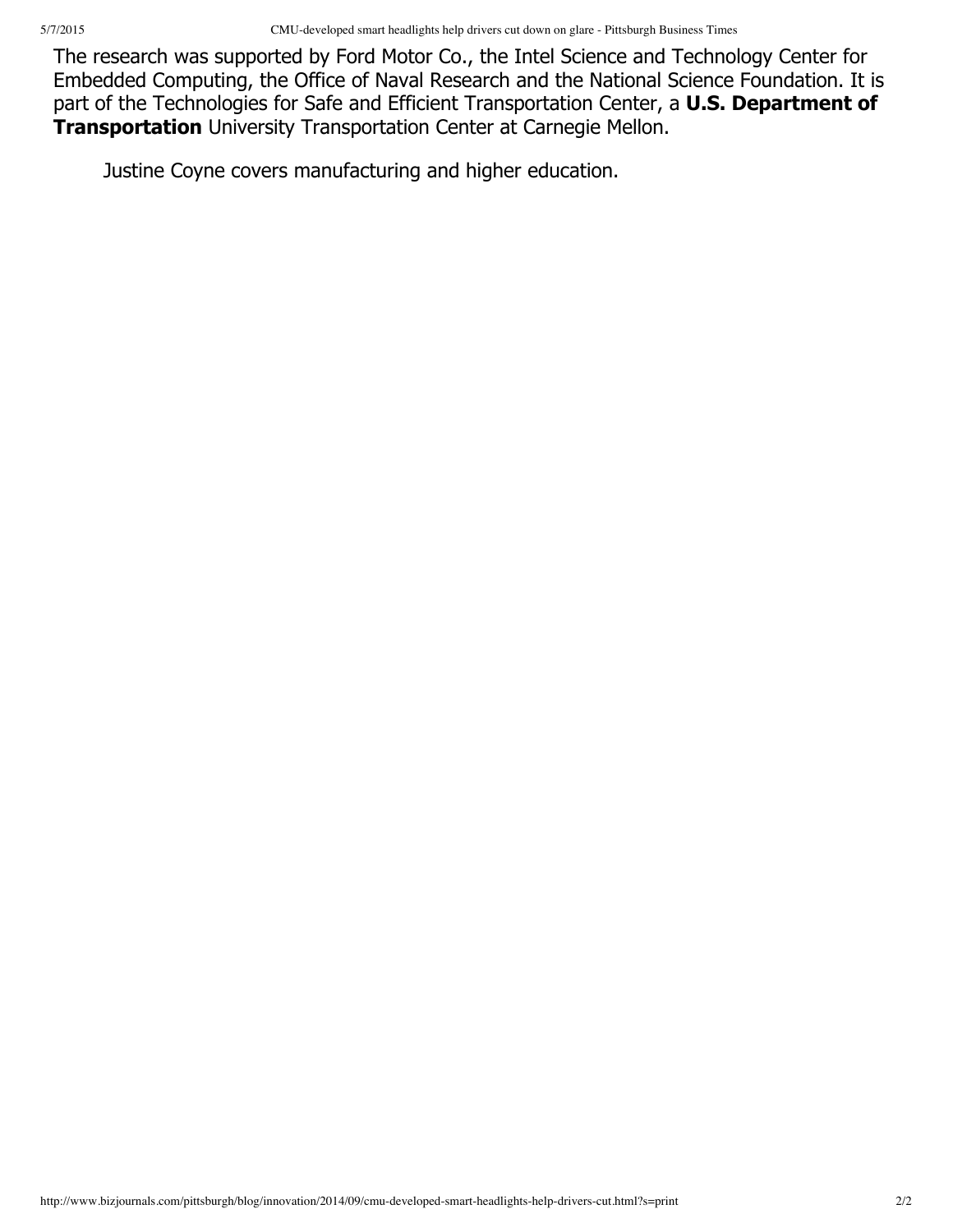The research was supported by Ford Motor Co., the Intel Science and Technology Center for Embedded Computing, the Office of Naval Research and the National Science Foundation. It is part of the Technologies for Safe and Efficient Transportation Center, a **U.S. Department of Transportation** University Transportation Center at Carnegie Mellon.

Justine Coyne covers manufacturing and higher education.